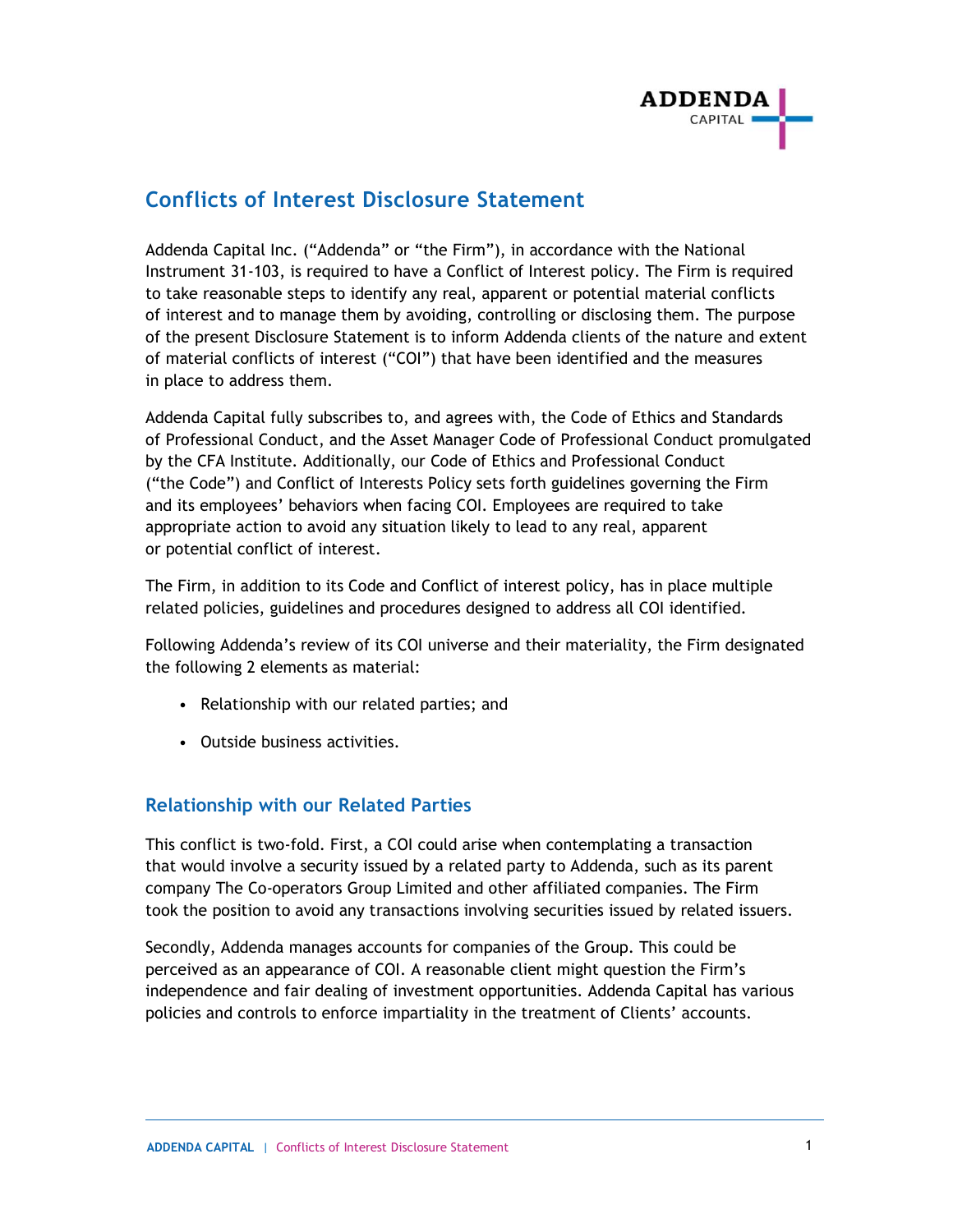# Conflicts of Interest Disclosure Statement

Addenda Capital Inc. ("Addenda" or "the Firm"), in accordance with the National Instrument 31-103, is required to have a Conflict of Interest policy. The Firm is required to take reasonable steps to identify any real, apparent or potential material conflicts of interest and to manage them by avoiding, controlling or disclosing them. The purpose of the present Disclosure Statement is to inform Addenda clients of the nature and extent of material conflicts of interest ("COI") that have been identified and the measures in place to address them.

Addenda Capital fully subscribes to, and agrees with, the Code of Ethics and Standards of Professional Conduct, and the Asset Manager Code of Professional Conduct promulgated by the CFA Institute. Additionally, our Code of Ethics and Professional Conduct ("the Code") and Conflict of Interests Policy sets forth guidelines governing the Firm and its employees' behaviors when facing COI. Employees are required to take appropriate action to avoid any situation likely to lead to any real, apparent or potential conflict of interest.

The Firm, in addition to its Code and Conflict of interest policy, has in place multiple related policies, guidelines and procedures designed to address all COI identified.

Following Addenda's review of its COI universe and their materiality, the Firm designated the following 2 elements as material:

- Relationship with our related parties; and
- Outside business activities.

## Relationship with our Related Parties

This conflict is two-fold. First, a COI could arise when contemplating a transaction that would involve a security issued by a related party to Addenda, such as its parent company The Co-operators Group Limited and other affiliated companies. The Firm took the position to avoid any transactions involving securities issued by related issuers.

Secondly, Addenda manages accounts for companies of the Group. This could be perceived as an appearance of COI. A reasonable client might question the Firm's independence and fair dealing of investment opportunities. Addenda Capital has various policies and controls to enforce impartiality in the treatment of Clients' accounts.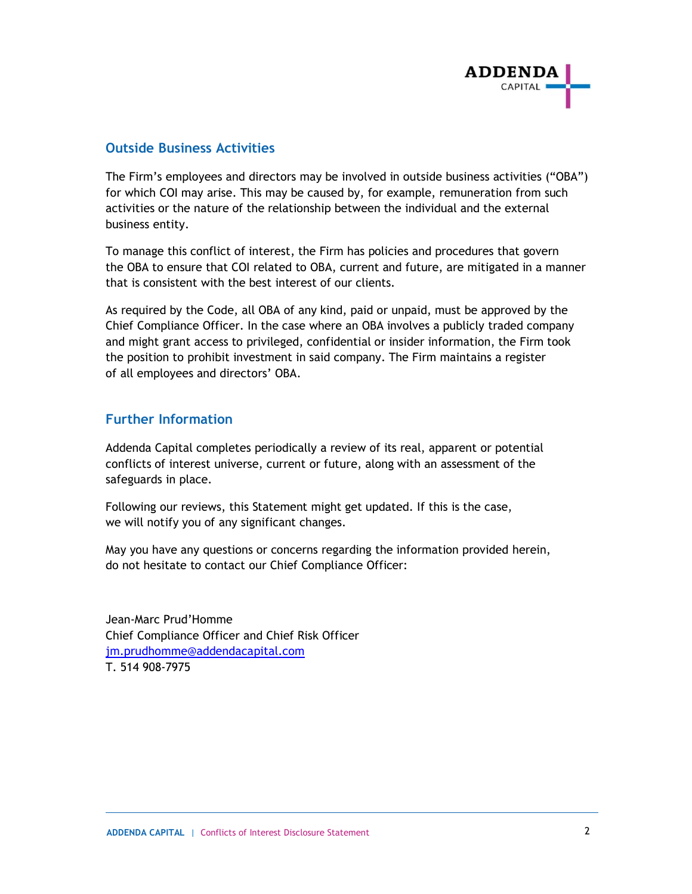## Outside Business Activities

The Firm's employees and directors may be involved in outside business activities ("OBA") for which COI may arise. This may be caused by, for example, remuneration from such activities or the nature of the relationship between the individual and the external business entity.

To manage this conflict of interest, the Firm has policies and procedures that govern the OBA to ensure that COI related to OBA, current and future, are mitigated in a manner that is consistent with the best interest of our clients.

As required by the Code, all OBA of any kind, paid or unpaid, must be approved by the Chief Compliance Officer. In the case where an OBA involves a publicly traded company and might grant access to privileged, confidential or insider information, the Firm took the position to prohibit investment in said company. The Firm maintains a register of all employees and directors' OBA.

## Further Information

Addenda Capital completes periodically a review of its real, apparent or potential conflicts of interest universe, current or future, along with an assessment of the safeguards in place.

Following our reviews, this Statement might get updated. If this is the case, we will notify you of any significant changes.

May you have any questions or concerns regarding the information provided herein, do not hesitate to contact our Chief Compliance Officer:

Jean-Marc Prud'Homme
Chief Compliance Officer and Chief Risk Officer
jm.prudhomme@addendacapital.com
T. 514 908-7975